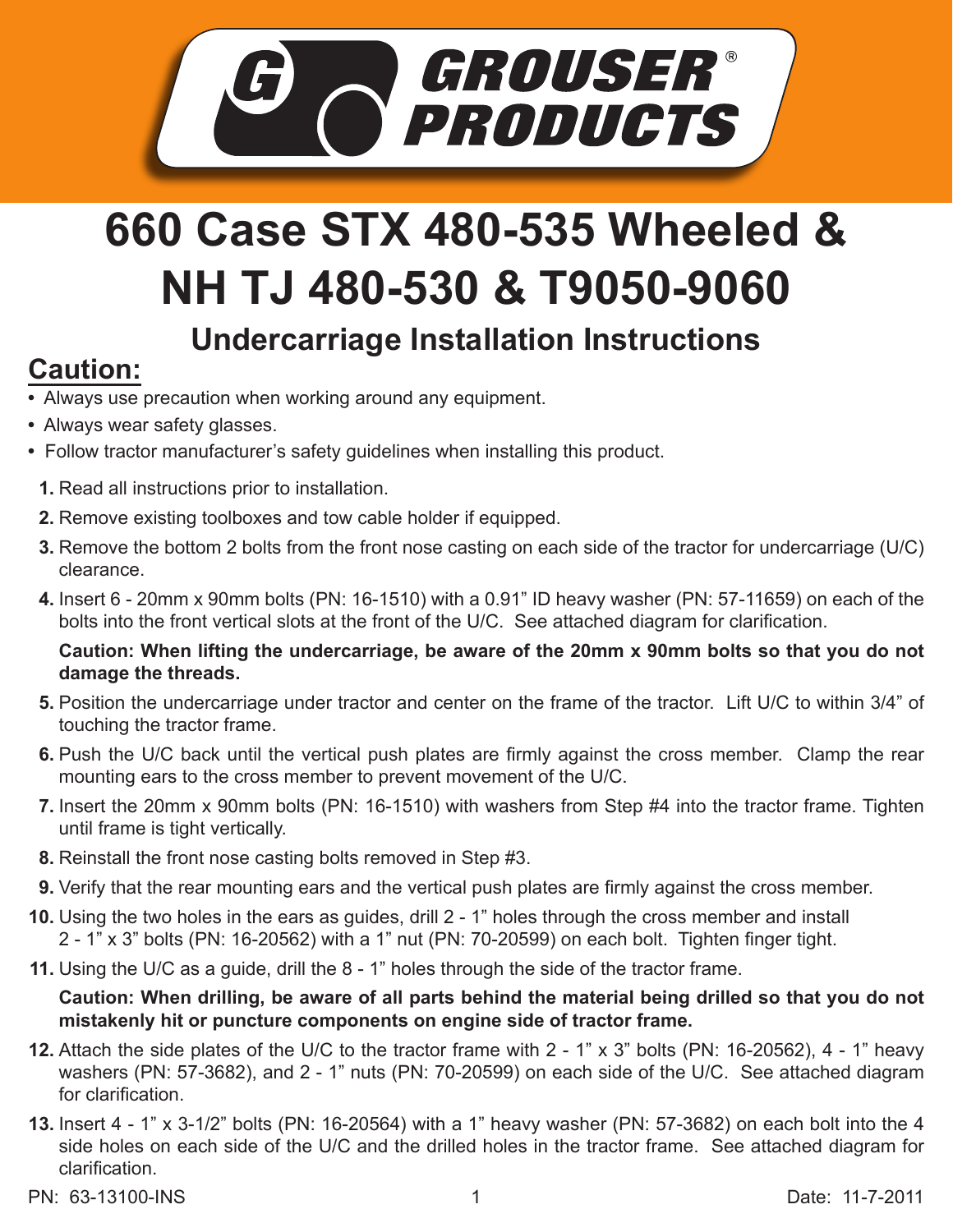# 660 Case STX 480-535 Wheeled & NH TJ 480-530 & T9050-9060

## Undercarriage Installation Instructions

## Caution:

- Always use precaution when working around any equipment.
- Always wear safety glasses.
- Follow tractor manufacturer's safety guidelines when installing this product.

1. Read all instructions prior to installation.
2. Remove existing toolboxes and tow cable holder if equipped.
3. Remove the bottom 2 bolts from the front nose casting on each side of the tractor for undercarriage (U/C) clearance.
4. Insert 6 - 20mm x 90mm bolts (PN: 16-1510) with a 0.91" ID heavy washer (PN: 57-11659) on each of the bolts into the front vertical slots at the front of the U/C. See attached diagram for clarification.

   **Caution: When lifting the undercarriage, be aware of the 20mm x 90mm bolts so that you do not damage the threads.**
5. Position the undercarriage under tractor and center on the frame of the tractor. Lift U/C to within 3/4" of touching the tractor frame.
6. Push the U/C back until the vertical push plates are firmly against the cross member. Clamp the rear mounting ears to the cross member to prevent movement of the U/C.
7. Insert the 20mm x 90mm bolts (PN: 16-1510) with washers from Step #4 into the tractor frame. Tighten until frame is tight vertically.
8. Reinstall the front nose casting bolts removed in Step #3.
9. Verify that the rear mounting ears and the vertical push plates are firmly against the cross member.
10. Using the two holes in the ears as guides, drill 2 - 1" holes through the cross member and install 2 - 1" x 3" bolts (PN: 16-20562) with a 1" nut (PN: 70-20599) on each bolt. Tighten finger tight.
11. Using the U/C as a guide, drill the 8 - 1" holes through the side of the tractor frame.

    **Caution: When drilling, be aware of all parts behind the material being drilled so that you do not mistakenly hit or puncture components on engine side of tractor frame.**
12. Attach the side plates of the U/C to the tractor frame with 2 - 1" x 3" bolts (PN: 16-20562), 4 - 1" heavy washers (PN: 57-3682), and 2 - 1" nuts (PN: 70-20599) on each side of the U/C. See attached diagram for clarification.
13. Insert 4 - 1" x 3-1/2" bolts (PN: 16-20564) with a 1" heavy washer (PN: 57-3682) on each bolt into the 4 side holes on each side of the U/C and the drilled holes in the tractor frame. See attached diagram for clarification.

PN: 63-13100-INS Date: 11-7-2011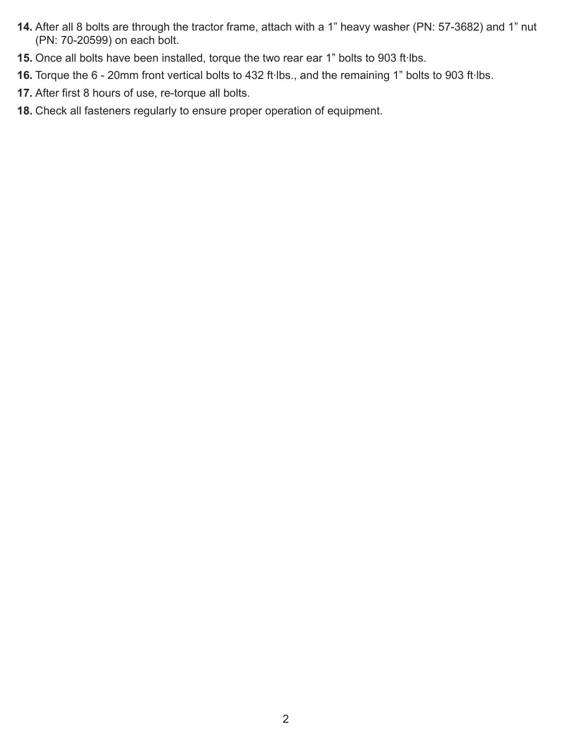14. After all 8 bolts are through the tractor frame, attach with a 1” heavy washer (PN: 57-3682) and 1” nut (PN: 70-20599) on each bolt.
15. Once all bolts have been installed, torque the two rear ear 1” bolts to 903 ft·lbs.
16. Torque the 6 - 20mm front vertical bolts to 432 ft·lbs., and the remaining 1” bolts to 903 ft·lbs.
17. After first 8 hours of use, re-torque all bolts.
18. Check all fasteners regularly to ensure proper operation of equipment.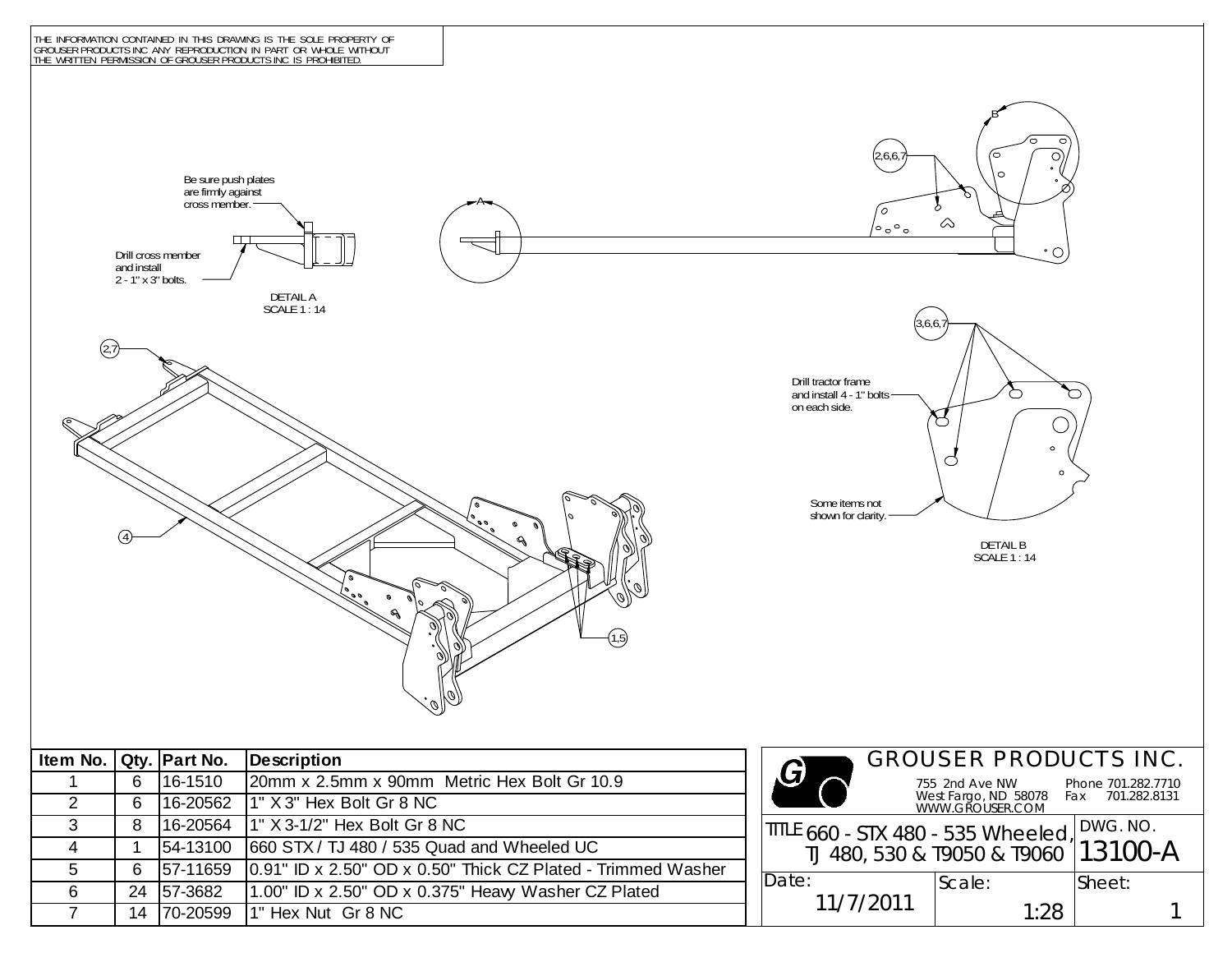THE INFORMATION CONTAINED IN THIS DRAWING IS THE SOLE PROPERTY OF GROUSER PRODUCTS INC ANY REPRODUCTION IN PART OR WHOLE WITHOUT THE WRITTEN PERMISSION OF GROUSER PRODUCTS INC IS PROHIBITED.

Be sure push plates are firmly against cross member.

Drill cross member and install 2 - 1" x 3" bolts.

DETAIL A
SCALE 1 : 14

A

B

2,6,6,7

3,6,6,7

Drill tractor frame and install 4 - 1" bolts on each side.

Some items not shown for clarity.

DETAIL B
SCALE 1 : 14

2,7

4

1,5

| Item No. | Qty. | Part No. | Description |
|---|---|---|---|
| 1 | 6 | 16-1510 | 20mm x 2.5mm x 90mm Metric Hex Bolt Gr 10.9 |
| 2 | 6 | 16-20562 | 1" X 3" Hex Bolt Gr 8 NC |
| 3 | 8 | 16-20564 | 1" X 3-1/2" Hex Bolt Gr 8 NC |
| 4 | 1 | 54-13100 | 660 STX / TJ 480 / 535 Quad and Wheeled UC |
| 5 | 6 | 57-11659 | 0.91" ID x 2.50" OD x 0.50" Thick CZ Plated - Trimmed Washer |
| 6 | 24 | 57-3682 | 1.00" ID x 2.50" OD x 0.375" Heavy Washer CZ Plated |
| 7 | 14 | 70-20599 | 1" Hex Nut Gr 8 NC |

GROUSER PRODUCTS INC.
755 2nd Ave NW
West Fargo, ND 58078
WWW.GROUSER.COM
Phone 701.282.7710
Fax 701.282.8131

| | | |
|---|---|---|
| TITLE 660 - STX 480 - 535 Wheeled, TJ 480, 530 & T9050 & T9060 | | DWG. NO. 13100-A |
| Date: 11/7/2011 | Scale: 1:28 | Sheet: 1 |